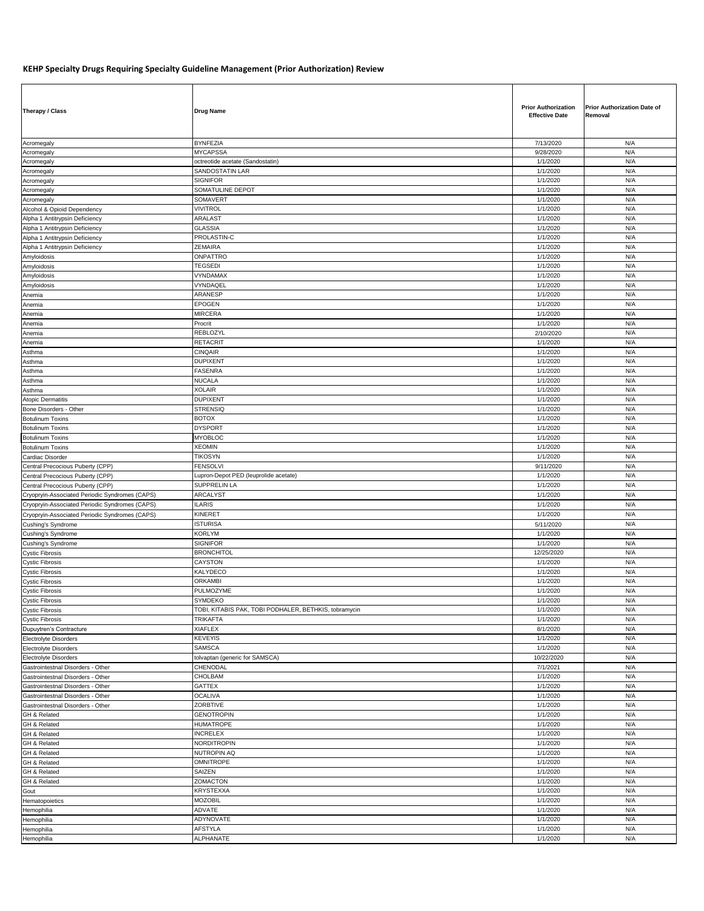# KEHP Specialty Drugs Requiring Specialty Guideline Management (Prior Authorization) Review

| Therapy / Class | Drug Name | Prior Authorization Effective Date | Prior Authorization Date of Removal |
|---|---|---|---|
| Acromegaly | BYNFEZIA | 7/13/2020 | N/A |
| Acromegaly | MYCAPSSA | 9/28/2020 | N/A |
| Acromegaly | octreotide acetate (Sandostatin) | 1/1/2020 | N/A |
| Acromegaly | SANDOSTATIN LAR | 1/1/2020 | N/A |
| Acromegaly | SIGNIFOR | 1/1/2020 | N/A |
| Acromegaly | SOMATULINE DEPOT | 1/1/2020 | N/A |
| Acromegaly | SOMAVERT | 1/1/2020 | N/A |
| Alcohol & Opioid Dependency | VIVITROL | 1/1/2020 | N/A |
| Alpha 1 Antitrypsin Deficiency | ARALAST | 1/1/2020 | N/A |
| Alpha 1 Antitrypsin Deficiency | GLASSIA | 1/1/2020 | N/A |
| Alpha 1 Antitrypsin Deficiency | PROLASTIN-C | 1/1/2020 | N/A |
| Alpha 1 Antitrypsin Deficiency | ZEMAIRA | 1/1/2020 | N/A |
| Amyloidosis | ONPATTRO | 1/1/2020 | N/A |
| Amyloidosis | TEGSEDI | 1/1/2020 | N/A |
| Amyloidosis | VYNDAMAX | 1/1/2020 | N/A |
| Amyloidosis | VYNDAQEL | 1/1/2020 | N/A |
| Anemia | ARANESP | 1/1/2020 | N/A |
| Anemia | EPOGEN | 1/1/2020 | N/A |
| Anemia | MIRCERA | 1/1/2020 | N/A |
| Anemia | Procrit | 1/1/2020 | N/A |
| Anemia | REBLOZYL | 2/10/2020 | N/A |
| Anemia | RETACRIT | 1/1/2020 | N/A |
| Asthma | CINQAIR | 1/1/2020 | N/A |
| Asthma | DUPIXENT | 1/1/2020 | N/A |
| Asthma | FASENRA | 1/1/2020 | N/A |
| Asthma | NUCALA | 1/1/2020 | N/A |
| Asthma | XOLAIR | 1/1/2020 | N/A |
| Atopic Dermatitis | DUPIXENT | 1/1/2020 | N/A |
| Bone Disorders - Other | STRENSIQ | 1/1/2020 | N/A |
| Botulinum Toxins | BOTOX | 1/1/2020 | N/A |
| Botulinum Toxins | DYSPORT | 1/1/2020 | N/A |
| Botulinum Toxins | MYOBLOC | 1/1/2020 | N/A |
| Botulinum Toxins | XEOMIN | 1/1/2020 | N/A |
| Cardiac Disorder | TIKOSYN | 1/1/2020 | N/A |
| Central Precocious Puberty (CPP) | FENSOLVI | 9/11/2020 | N/A |
| Central Precocious Puberty (CPP) | Lupron-Depot PED (leuprolide acetate) | 1/1/2020 | N/A |
| Central Precocious Puberty (CPP) | SUPPRELIN LA | 1/1/2020 | N/A |
| Cryopryin-Associated Periodic Syndromes (CAPS) | ARCALYST | 1/1/2020 | N/A |
| Cryopryin-Associated Periodic Syndromes (CAPS) | ILARIS | 1/1/2020 | N/A |
| Cryopryin-Associated Periodic Syndromes (CAPS) | KINERET | 1/1/2020 | N/A |
| Cushing's Syndrome | ISTURISA | 5/11/2020 | N/A |
| Cushing's Syndrome | KORLYM | 1/1/2020 | N/A |
| Cushing's Syndrome | SIGNIFOR | 1/1/2020 | N/A |
| Cystic Fibrosis | BRONCHITOL | 12/25/2020 | N/A |
| Cystic Fibrosis | CAYSTON | 1/1/2020 | N/A |
| Cystic Fibrosis | KALYDECO | 1/1/2020 | N/A |
| Cystic Fibrosis | ORKAMBI | 1/1/2020 | N/A |
| Cystic Fibrosis | PULMOZYME | 1/1/2020 | N/A |
| Cystic Fibrosis | SYMDEKO | 1/1/2020 | N/A |
| Cystic Fibrosis | TOBI, KITABIS PAK, TOBI PODHALER, BETHKIS, tobramycin | 1/1/2020 | N/A |
| Cystic Fibrosis | TRIKAFTA | 1/1/2020 | N/A |
| Dupuytren's Contracture | XIAFLEX | 8/1/2020 | N/A |
| Electrolyte Disorders | KEVEYIS | 1/1/2020 | N/A |
| Electrolyte Disorders | SAMSCA | 1/1/2020 | N/A |
| Electrolyte Disorders | tolvaptan (generic for SAMSCA) | 10/22/2020 | N/A |
| Gastrointestnal Disorders - Other | CHENODAL | 7/1/2021 | N/A |
| Gastrointestnal Disorders - Other | CHOLBAM | 1/1/2020 | N/A |
| Gastrointestnal Disorders - Other | GATTEX | 1/1/2020 | N/A |
| Gastrointestnal Disorders - Other | OCALIVA | 1/1/2020 | N/A |
| Gastrointestnal Disorders - Other | ZORBTIVE | 1/1/2020 | N/A |
| GH & Related | GENOTROPIN | 1/1/2020 | N/A |
| GH & Related | HUMATROPE | 1/1/2020 | N/A |
| GH & Related | INCRELEX | 1/1/2020 | N/A |
| GH & Related | NORDITROPIN | 1/1/2020 | N/A |
| GH & Related | NUTROPIN AQ | 1/1/2020 | N/A |
| GH & Related | OMNITROPE | 1/1/2020 | N/A |
| GH & Related | SAIZEN | 1/1/2020 | N/A |
| GH & Related | ZOMACTON | 1/1/2020 | N/A |
| Gout | KRYSTEXXA | 1/1/2020 | N/A |
| Hematopoietics | MOZOBIL | 1/1/2020 | N/A |
| Hemophilia | ADVATE | 1/1/2020 | N/A |
| Hemophilia | ADYNOVATE | 1/1/2020 | N/A |
| Hemophilia | AFSTYLA | 1/1/2020 | N/A |
| Hemophilia | ALPHANATE | 1/1/2020 | N/A |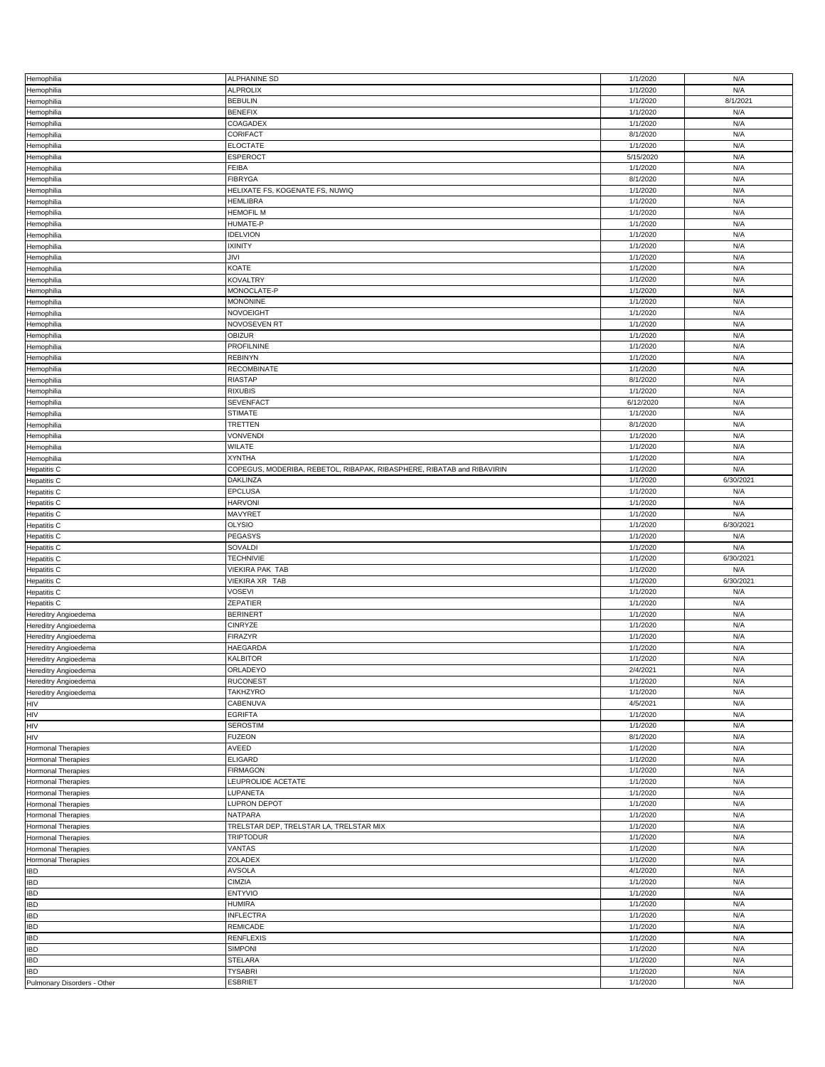| | | | |
|---|---|---|---|
| Hemophilia | ALPHANINE SD | 1/1/2020 | N/A |
| Hemophilia | ALPROLIX | 1/1/2020 | N/A |
| Hemophilia | BEBULIN | 1/1/2020 | 8/1/2021 |
| Hemophilia | BENEFIX | 1/1/2020 | N/A |
| Hemophilia | COAGADEX | 1/1/2020 | N/A |
| Hemophilia | CORIFACT | 8/1/2020 | N/A |
| Hemophilia | ELOCTATE | 1/1/2020 | N/A |
| Hemophilia | ESPEROCT | 5/15/2020 | N/A |
| Hemophilia | FEIBA | 1/1/2020 | N/A |
| Hemophilia | FIBRYGA | 8/1/2020 | N/A |
| Hemophilia | HELIXATE FS, KOGENATE FS, NUWIQ | 1/1/2020 | N/A |
| Hemophilia | HEMLIBRA | 1/1/2020 | N/A |
| Hemophilia | HEMOFIL M | 1/1/2020 | N/A |
| Hemophilia | HUMATE-P | 1/1/2020 | N/A |
| Hemophilia | IDELVION | 1/1/2020 | N/A |
| Hemophilia | IXINITY | 1/1/2020 | N/A |
| Hemophilia | JIVI | 1/1/2020 | N/A |
| Hemophilia | KOATE | 1/1/2020 | N/A |
| Hemophilia | KOVALTRY | 1/1/2020 | N/A |
| Hemophilia | MONOCLATE-P | 1/1/2020 | N/A |
| Hemophilia | MONONINE | 1/1/2020 | N/A |
| Hemophilia | NOVOEIGHT | 1/1/2020 | N/A |
| Hemophilia | NOVOSEVEN RT | 1/1/2020 | N/A |
| Hemophilia | OBIZUR | 1/1/2020 | N/A |
| Hemophilia | PROFILNINE | 1/1/2020 | N/A |
| Hemophilia | REBINYN | 1/1/2020 | N/A |
| Hemophilia | RECOMBINATE | 1/1/2020 | N/A |
| Hemophilia | RIASTAP | 8/1/2020 | N/A |
| Hemophilia | RIXUBIS | 1/1/2020 | N/A |
| Hemophilia | SEVENFACT | 6/12/2020 | N/A |
| Hemophilia | STIMATE | 1/1/2020 | N/A |
| Hemophilia | TRETTEN | 8/1/2020 | N/A |
| Hemophilia | VONVENDI | 1/1/2020 | N/A |
| Hemophilia | WILATE | 1/1/2020 | N/A |
| Hemophilia | XYNTHA | 1/1/2020 | N/A |
| Hepatitis C | COPEGUS, MODERIBA, REBETOL, RIBAPAK, RIBASPHERE, RIBATAB and RIBAVIRIN | 1/1/2020 | N/A |
| Hepatitis C | DAKLINZA | 1/1/2020 | 6/30/2021 |
| Hepatitis C | EPCLUSA | 1/1/2020 | N/A |
| Hepatitis C | HARVONI | 1/1/2020 | N/A |
| Hepatitis C | MAVYRET | 1/1/2020 | N/A |
| Hepatitis C | OLYSIO | 1/1/2020 | 6/30/2021 |
| Hepatitis C | PEGASYS | 1/1/2020 | N/A |
| Hepatitis C | SOVALDI | 1/1/2020 | N/A |
| Hepatitis C | TECHNIVIE | 1/1/2020 | 6/30/2021 |
| Hepatitis C | VIEKIRA PAK TAB | 1/1/2020 | N/A |
| Hepatitis C | VIEKIRA XR TAB | 1/1/2020 | 6/30/2021 |
| Hepatitis C | VOSEVI | 1/1/2020 | N/A |
| Hepatitis C | ZEPATIER | 1/1/2020 | N/A |
| Hereditry Angioedema | BERINERT | 1/1/2020 | N/A |
| Hereditry Angioedema | CINRYZE | 1/1/2020 | N/A |
| Hereditry Angioedema | FIRAZYR | 1/1/2020 | N/A |
| Hereditry Angioedema | HAEGARDA | 1/1/2020 | N/A |
| Hereditry Angioedema | KALBITOR | 1/1/2020 | N/A |
| Hereditry Angioedema | ORLADEYO | 2/4/2021 | N/A |
| Hereditry Angioedema | RUCONEST | 1/1/2020 | N/A |
| Hereditry Angioedema | TAKHZYRO | 1/1/2020 | N/A |
| HIV | CABENUVA | 4/5/2021 | N/A |
| HIV | EGRIFTA | 1/1/2020 | N/A |
| HIV | SEROSTIM | 1/1/2020 | N/A |
| HIV | FUZEON | 8/1/2020 | N/A |
| Hormonal Therapies | AVEED | 1/1/2020 | N/A |
| Hormonal Therapies | ELIGARD | 1/1/2020 | N/A |
| Hormonal Therapies | FIRMAGON | 1/1/2020 | N/A |
| Hormonal Therapies | LEUPROLIDE ACETATE | 1/1/2020 | N/A |
| Hormonal Therapies | LUPANETA | 1/1/2020 | N/A |
| Hormonal Therapies | LUPRON DEPOT | 1/1/2020 | N/A |
| Hormonal Therapies | NATPARA | 1/1/2020 | N/A |
| Hormonal Therapies | TRELSTAR DEP, TRELSTAR LA, TRELSTAR MIX | 1/1/2020 | N/A |
| Hormonal Therapies | TRIPTODUR | 1/1/2020 | N/A |
| Hormonal Therapies | VANTAS | 1/1/2020 | N/A |
| Hormonal Therapies | ZOLADEX | 1/1/2020 | N/A |
| IBD | AVSOLA | 4/1/2020 | N/A |
| IBD | CIMZIA | 1/1/2020 | N/A |
| IBD | ENTYVIO | 1/1/2020 | N/A |
| IBD | HUMIRA | 1/1/2020 | N/A |
| IBD | INFLECTRA | 1/1/2020 | N/A |
| IBD | REMICADE | 1/1/2020 | N/A |
| IBD | RENFLEXIS | 1/1/2020 | N/A |
| IBD | SIMPONI | 1/1/2020 | N/A |
| IBD | STELARA | 1/1/2020 | N/A |
| IBD | TYSABRI | 1/1/2020 | N/A |
| Pulmonary Disorders - Other | ESBRIET | 1/1/2020 | N/A |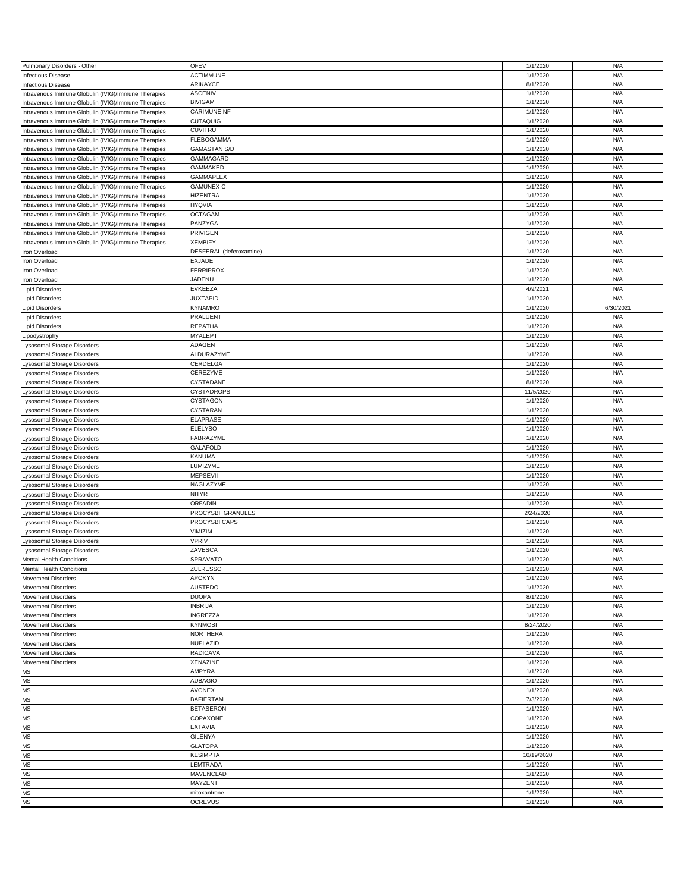| | | | |
|---|---|---|---|
| Pulmonary Disorders - Other | OFEV | 1/1/2020 | N/A |
| Infectious Disease | ACTIMMUNE | 1/1/2020 | N/A |
| Infectious Disease | ARIKAYCE | 8/1/2020 | N/A |
| Intravenous Immune Globulin (IVIG)/Immune Therapies | ASCENIV | 1/1/2020 | N/A |
| Intravenous Immune Globulin (IVIG)/Immune Therapies | BIVIGAM | 1/1/2020 | N/A |
| Intravenous Immune Globulin (IVIG)/Immune Therapies | CARIMUNE NF | 1/1/2020 | N/A |
| Intravenous Immune Globulin (IVIG)/Immune Therapies | CUTAQUIG | 1/1/2020 | N/A |
| Intravenous Immune Globulin (IVIG)/Immune Therapies | CUVITRU | 1/1/2020 | N/A |
| Intravenous Immune Globulin (IVIG)/Immune Therapies | FLEBOGAMMA | 1/1/2020 | N/A |
| Intravenous Immune Globulin (IVIG)/Immune Therapies | GAMASTAN S/D | 1/1/2020 | N/A |
| Intravenous Immune Globulin (IVIG)/Immune Therapies | GAMMAGARD | 1/1/2020 | N/A |
| Intravenous Immune Globulin (IVIG)/Immune Therapies | GAMMAKED | 1/1/2020 | N/A |
| Intravenous Immune Globulin (IVIG)/Immune Therapies | GAMMAPLEX | 1/1/2020 | N/A |
| Intravenous Immune Globulin (IVIG)/Immune Therapies | GAMUNEX-C | 1/1/2020 | N/A |
| Intravenous Immune Globulin (IVIG)/Immune Therapies | HIZENTRA | 1/1/2020 | N/A |
| Intravenous Immune Globulin (IVIG)/Immune Therapies | HYQVIA | 1/1/2020 | N/A |
| Intravenous Immune Globulin (IVIG)/Immune Therapies | OCTAGAM | 1/1/2020 | N/A |
| Intravenous Immune Globulin (IVIG)/Immune Therapies | PANZYGA | 1/1/2020 | N/A |
| Intravenous Immune Globulin (IVIG)/Immune Therapies | PRIVIGEN | 1/1/2020 | N/A |
| Intravenous Immune Globulin (IVIG)/Immune Therapies | XEMBIFY | 1/1/2020 | N/A |
| Iron Overload | DESFERAL (deferoxamine) | 1/1/2020 | N/A |
| Iron Overload | EXJADE | 1/1/2020 | N/A |
| Iron Overload | FERRIPROX | 1/1/2020 | N/A |
| Iron Overload | JADENU | 1/1/2020 | N/A |
| Lipid Disorders | EVKEEZA | 4/9/2021 | N/A |
| Lipid Disorders | JUXTAPID | 1/1/2020 | N/A |
| Lipid Disorders | KYNAMRO | 1/1/2020 | 6/30/2021 |
| Lipid Disorders | PRALUENT | 1/1/2020 | N/A |
| Lipid Disorders | REPATHA | 1/1/2020 | N/A |
| Lipodystrophy | MYALEPT | 1/1/2020 | N/A |
| Lysosomal Storage Disorders | ADAGEN | 1/1/2020 | N/A |
| Lysosomal Storage Disorders | ALDURAZYME | 1/1/2020 | N/A |
| Lysosomal Storage Disorders | CERDELGA | 1/1/2020 | N/A |
| Lysosomal Storage Disorders | CEREZYME | 1/1/2020 | N/A |
| Lysosomal Storage Disorders | CYSTADANE | 8/1/2020 | N/A |
| Lysosomal Storage Disorders | CYSTADROPS | 11/5/2020 | N/A |
| Lysosomal Storage Disorders | CYSTAGON | 1/1/2020 | N/A |
| Lysosomal Storage Disorders | CYSTARAN | 1/1/2020 | N/A |
| Lysosomal Storage Disorders | ELAPRASE | 1/1/2020 | N/A |
| Lysosomal Storage Disorders | ELELYSO | 1/1/2020 | N/A |
| Lysosomal Storage Disorders | FABRAZYME | 1/1/2020 | N/A |
| Lysosomal Storage Disorders | GALAFOLD | 1/1/2020 | N/A |
| Lysosomal Storage Disorders | KANUMA | 1/1/2020 | N/A |
| Lysosomal Storage Disorders | LUMIZYME | 1/1/2020 | N/A |
| Lysosomal Storage Disorders | MEPSEVII | 1/1/2020 | N/A |
| Lysosomal Storage Disorders | NAGLAZYME | 1/1/2020 | N/A |
| Lysosomal Storage Disorders | NITYR | 1/1/2020 | N/A |
| Lysosomal Storage Disorders | ORFADIN | 1/1/2020 | N/A |
| Lysosomal Storage Disorders | PROCYSBI GRANULES | 2/24/2020 | N/A |
| Lysosomal Storage Disorders | PROCYSBI CAPS | 1/1/2020 | N/A |
| Lysosomal Storage Disorders | VIMIZIM | 1/1/2020 | N/A |
| Lysosomal Storage Disorders | VPRIV | 1/1/2020 | N/A |
| Lysosomal Storage Disorders | ZAVESCA | 1/1/2020 | N/A |
| Mental Health Conditions | SPRAVATO | 1/1/2020 | N/A |
| Mental Health Conditions | ZULRESSO | 1/1/2020 | N/A |
| Movement Disorders | APOKYN | 1/1/2020 | N/A |
| Movement Disorders | AUSTEDO | 1/1/2020 | N/A |
| Movement Disorders | DUOPA | 8/1/2020 | N/A |
| Movement Disorders | INBRIJA | 1/1/2020 | N/A |
| Movement Disorders | INGREZZA | 1/1/2020 | N/A |
| Movement Disorders | KYNMOBI | 8/24/2020 | N/A |
| Movement Disorders | NORTHERA | 1/1/2020 | N/A |
| Movement Disorders | NUPLAZID | 1/1/2020 | N/A |
| Movement Disorders | RADICAVA | 1/1/2020 | N/A |
| Movement Disorders | XENAZINE | 1/1/2020 | N/A |
| MS | AMPYRA | 1/1/2020 | N/A |
| MS | AUBAGIO | 1/1/2020 | N/A |
| MS | AVONEX | 1/1/2020 | N/A |
| MS | BAFIERTAM | 7/3/2020 | N/A |
| MS | BETASERON | 1/1/2020 | N/A |
| MS | COPAXONE | 1/1/2020 | N/A |
| MS | EXTAVIA | 1/1/2020 | N/A |
| MS | GILENYA | 1/1/2020 | N/A |
| MS | GLATOPA | 1/1/2020 | N/A |
| MS | KESIMPTA | 10/19/2020 | N/A |
| MS | LEMTRADA | 1/1/2020 | N/A |
| MS | MAVENCLAD | 1/1/2020 | N/A |
| MS | MAYZENT | 1/1/2020 | N/A |
| MS | mitoxantrone | 1/1/2020 | N/A |
| MS | OCREVUS | 1/1/2020 | N/A |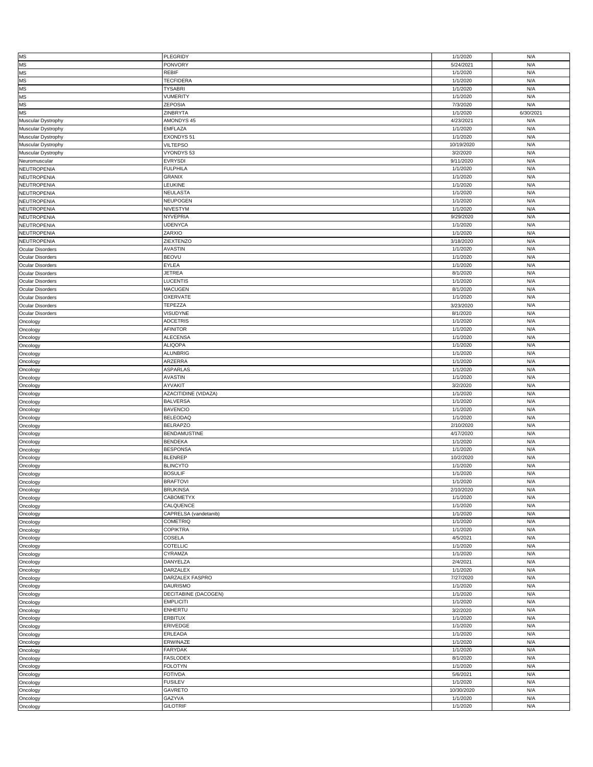| | | | |
|---|---|---|---|
| MS | PLEGRIDY | 1/1/2020 | N/A |
| MS | PONVORY | 5/24/2021 | N/A |
| MS | REBIF | 1/1/2020 | N/A |
| MS | TECFIDERA | 1/1/2020 | N/A |
| MS | TYSABRI | 1/1/2020 | N/A |
| MS | VUMERITY | 1/1/2020 | N/A |
| MS | ZEPOSIA | 7/3/2020 | N/A |
| MS | ZINBRYTA | 1/1/2020 | 6/30/2021 |
| Muscular Dystrophy | AMONDYS 45 | 4/23/2021 | N/A |
| Muscular Dystrophy | EMFLAZA | 1/1/2020 | N/A |
| Muscular Dystrophy | EXONDYS 51 | 1/1/2020 | N/A |
| Muscular Dystrophy | VILTEPSO | 10/19/2020 | N/A |
| Muscular Dystrophy | VYONDYS 53 | 3/2/2020 | N/A |
| Neuromuscular | EVRYSDI | 9/11/2020 | N/A |
| NEUTROPENIA | FULPHILA | 1/1/2020 | N/A |
| NEUTROPENIA | GRANIX | 1/1/2020 | N/A |
| NEUTROPENIA | LEUKINE | 1/1/2020 | N/A |
| NEUTROPENIA | NEULASTA | 1/1/2020 | N/A |
| NEUTROPENIA | NEUPOGEN | 1/1/2020 | N/A |
| NEUTROPENIA | NIVESTYM | 1/1/2020 | N/A |
| NEUTROPENIA | NYVEPRIA | 9/29/2020 | N/A |
| NEUTROPENIA | UDENYCA | 1/1/2020 | N/A |
| NEUTROPENIA | ZARXIO | 1/1/2020 | N/A |
| NEUTROPENIA | ZIEXTENZO | 3/18/2020 | N/A |
| Ocular Disorders | AVASTIN | 1/1/2020 | N/A |
| Ocular Disorders | BEOVU | 1/1/2020 | N/A |
| Ocular Disorders | EYLEA | 1/1/2020 | N/A |
| Ocular Disorders | JETREA | 8/1/2020 | N/A |
| Ocular Disorders | LUCENTIS | 1/1/2020 | N/A |
| Ocular Disorders | MACUGEN | 8/1/2020 | N/A |
| Ocular Disorders | OXERVATE | 1/1/2020 | N/A |
| Ocular Disorders | TEPEZZA | 3/23/2020 | N/A |
| Ocular Disorders | VISUDYNE | 8/1/2020 | N/A |
| Oncology | ADCETRIS | 1/1/2020 | N/A |
| Oncology | AFINITOR | 1/1/2020 | N/A |
| Oncology | ALECENSA | 1/1/2020 | N/A |
| Oncology | ALIQOPA | 1/1/2020 | N/A |
| Oncology | ALUNBRIG | 1/1/2020 | N/A |
| Oncology | ARZERRA | 1/1/2020 | N/A |
| Oncology | ASPARLAS | 1/1/2020 | N/A |
| Oncology | AVASTIN | 1/1/2020 | N/A |
| Oncology | AYVAKIT | 3/2/2020 | N/A |
| Oncology | AZACITIDINE (VIDAZA) | 1/1/2020 | N/A |
| Oncology | BALVERSA | 1/1/2020 | N/A |
| Oncology | BAVENCIO | 1/1/2020 | N/A |
| Oncology | BELEODAQ | 1/1/2020 | N/A |
| Oncology | BELRAPZO | 2/10/2020 | N/A |
| Oncology | BENDAMUSTINE | 4/17/2020 | N/A |
| Oncology | BENDEKA | 1/1/2020 | N/A |
| Oncology | BESPONSA | 1/1/2020 | N/A |
| Oncology | BLENREP | 10/2/2020 | N/A |
| Oncology | BLINCYTO | 1/1/2020 | N/A |
| Oncology | BOSULIF | 1/1/2020 | N/A |
| Oncology | BRAFTOVI | 1/1/2020 | N/A |
| Oncology | BRUKINSA | 2/10/2020 | N/A |
| Oncology | CABOMETYX | 1/1/2020 | N/A |
| Oncology | CALQUENCE | 1/1/2020 | N/A |
| Oncology | CAPRELSA (vandetanib) | 1/1/2020 | N/A |
| Oncology | COMETRIQ | 1/1/2020 | N/A |
| Oncology | COPIKTRA | 1/1/2020 | N/A |
| Oncology | COSELA | 4/5/2021 | N/A |
| Oncology | COTELLIC | 1/1/2020 | N/A |
| Oncology | CYRAMZA | 1/1/2020 | N/A |
| Oncology | DANYELZA | 2/4/2021 | N/A |
| Oncology | DARZALEX | 1/1/2020 | N/A |
| Oncology | DARZALEX FASPRO | 7/27/2020 | N/A |
| Oncology | DAURISMO | 1/1/2020 | N/A |
| Oncology | DECITABINE (DACOGEN) | 1/1/2020 | N/A |
| Oncology | EMPLICITI | 1/1/2020 | N/A |
| Oncology | ENHERTU | 3/2/2020 | N/A |
| Oncology | ERBITUX | 1/1/2020 | N/A |
| Oncology | ERIVEDGE | 1/1/2020 | N/A |
| Oncology | ERLEADA | 1/1/2020 | N/A |
| Oncology | ERWINAZE | 1/1/2020 | N/A |
| Oncology | FARYDAK | 1/1/2020 | N/A |
| Oncology | FASLODEX | 8/1/2020 | N/A |
| Oncology | FOLOTYN | 1/1/2020 | N/A |
| Oncology | FOTIVDA | 5/6/2021 | N/A |
| Oncology | FUSILEV | 1/1/2020 | N/A |
| Oncology | GAVRETO | 10/30/2020 | N/A |
| Oncology | GAZYVA | 1/1/2020 | N/A |
| Oncology | GILOTRIF | 1/1/2020 | N/A |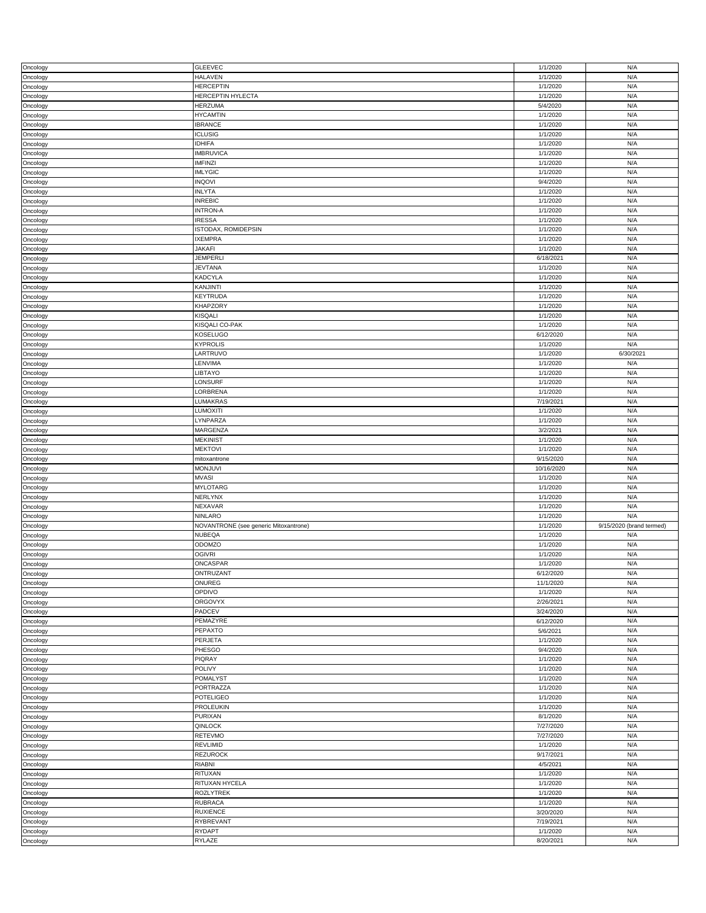| Oncology | GLEEVEC | 1/1/2020 | N/A |
|---|---|---|---|
| Oncology | HALAVEN | 1/1/2020 | N/A |
| Oncology | HERCEPTIN | 1/1/2020 | N/A |
| Oncology | HERCEPTIN HYLECTA | 1/1/2020 | N/A |
| Oncology | HERZUMA | 5/4/2020 | N/A |
| Oncology | HYCAMTIN | 1/1/2020 | N/A |
| Oncology | IBRANCE | 1/1/2020 | N/A |
| Oncology | ICLUSIG | 1/1/2020 | N/A |
| Oncology | IDHIFA | 1/1/2020 | N/A |
| Oncology | IMBRUVICA | 1/1/2020 | N/A |
| Oncology | IMFINZI | 1/1/2020 | N/A |
| Oncology | IMLYGIC | 1/1/2020 | N/A |
| Oncology | INQOVI | 9/4/2020 | N/A |
| Oncology | INLYTA | 1/1/2020 | N/A |
| Oncology | INREBIC | 1/1/2020 | N/A |
| Oncology | INTRON-A | 1/1/2020 | N/A |
| Oncology | IRESSA | 1/1/2020 | N/A |
| Oncology | ISTODAX, ROMIDEPSIN | 1/1/2020 | N/A |
| Oncology | IXEMPRA | 1/1/2020 | N/A |
| Oncology | JAKAFI | 1/1/2020 | N/A |
| Oncology | JEMPERLI | 6/18/2021 | N/A |
| Oncology | JEVTANA | 1/1/2020 | N/A |
| Oncology | KADCYLA | 1/1/2020 | N/A |
| Oncology | KANJINTI | 1/1/2020 | N/A |
| Oncology | KEYTRUDA | 1/1/2020 | N/A |
| Oncology | KHAPZORY | 1/1/2020 | N/A |
| Oncology | KISQALI | 1/1/2020 | N/A |
| Oncology | KISQALI CO-PAK | 1/1/2020 | N/A |
| Oncology | KOSELUGO | 6/12/2020 | N/A |
| Oncology | KYPROLIS | 1/1/2020 | N/A |
| Oncology | LARTRUVO | 1/1/2020 | 6/30/2021 |
| Oncology | LENVIMA | 1/1/2020 | N/A |
| Oncology | LIBTAYO | 1/1/2020 | N/A |
| Oncology | LONSURF | 1/1/2020 | N/A |
| Oncology | LORBRENA | 1/1/2020 | N/A |
| Oncology | LUMAKRAS | 7/19/2021 | N/A |
| Oncology | LUMOXITI | 1/1/2020 | N/A |
| Oncology | LYNPARZA | 1/1/2020 | N/A |
| Oncology | MARGENZA | 3/2/2021 | N/A |
| Oncology | MEKINIST | 1/1/2020 | N/A |
| Oncology | MEKTOVI | 1/1/2020 | N/A |
| Oncology | mitoxantrone | 9/15/2020 | N/A |
| Oncology | MONJUVI | 10/16/2020 | N/A |
| Oncology | MVASI | 1/1/2020 | N/A |
| Oncology | MYLOTARG | 1/1/2020 | N/A |
| Oncology | NERLYNX | 1/1/2020 | N/A |
| Oncology | NEXAVAR | 1/1/2020 | N/A |
| Oncology | NINLARO | 1/1/2020 | N/A |
| Oncology | NOVANTRONE (see generic Mitoxantrone) | 1/1/2020 | 9/15/2020 (brand termed) |
| Oncology | NUBEQA | 1/1/2020 | N/A |
| Oncology | ODOMZO | 1/1/2020 | N/A |
| Oncology | OGIVRI | 1/1/2020 | N/A |
| Oncology | ONCASPAR | 1/1/2020 | N/A |
| Oncology | ONTRUZANT | 6/12/2020 | N/A |
| Oncology | ONUREG | 11/1/2020 | N/A |
| Oncology | OPDIVO | 1/1/2020 | N/A |
| Oncology | ORGOVYX | 2/26/2021 | N/A |
| Oncology | PADCEV | 3/24/2020 | N/A |
| Oncology | PEMAZYRE | 6/12/2020 | N/A |
| Oncology | PEPAXTO | 5/6/2021 | N/A |
| Oncology | PERJETA | 1/1/2020 | N/A |
| Oncology | PHESGO | 9/4/2020 | N/A |
| Oncology | PIQRAY | 1/1/2020 | N/A |
| Oncology | POLIVY | 1/1/2020 | N/A |
| Oncology | POMALYST | 1/1/2020 | N/A |
| Oncology | PORTRAZZA | 1/1/2020 | N/A |
| Oncology | POTELIGEO | 1/1/2020 | N/A |
| Oncology | PROLEUKIN | 1/1/2020 | N/A |
| Oncology | PURIXAN | 8/1/2020 | N/A |
| Oncology | QINLOCK | 7/27/2020 | N/A |
| Oncology | RETEVMO | 7/27/2020 | N/A |
| Oncology | REVLIMID | 1/1/2020 | N/A |
| Oncology | REZUROCK | 9/17/2021 | N/A |
| Oncology | RIABNI | 4/5/2021 | N/A |
| Oncology | RITUXAN | 1/1/2020 | N/A |
| Oncology | RITUXAN HYCELA | 1/1/2020 | N/A |
| Oncology | ROZLYTREK | 1/1/2020 | N/A |
| Oncology | RUBRACA | 1/1/2020 | N/A |
| Oncology | RUXIENCE | 3/20/2020 | N/A |
| Oncology | RYBREVANT | 7/19/2021 | N/A |
| Oncology | RYDAPT | 1/1/2020 | N/A |
| Oncology | RYLAZE | 8/20/2021 | N/A |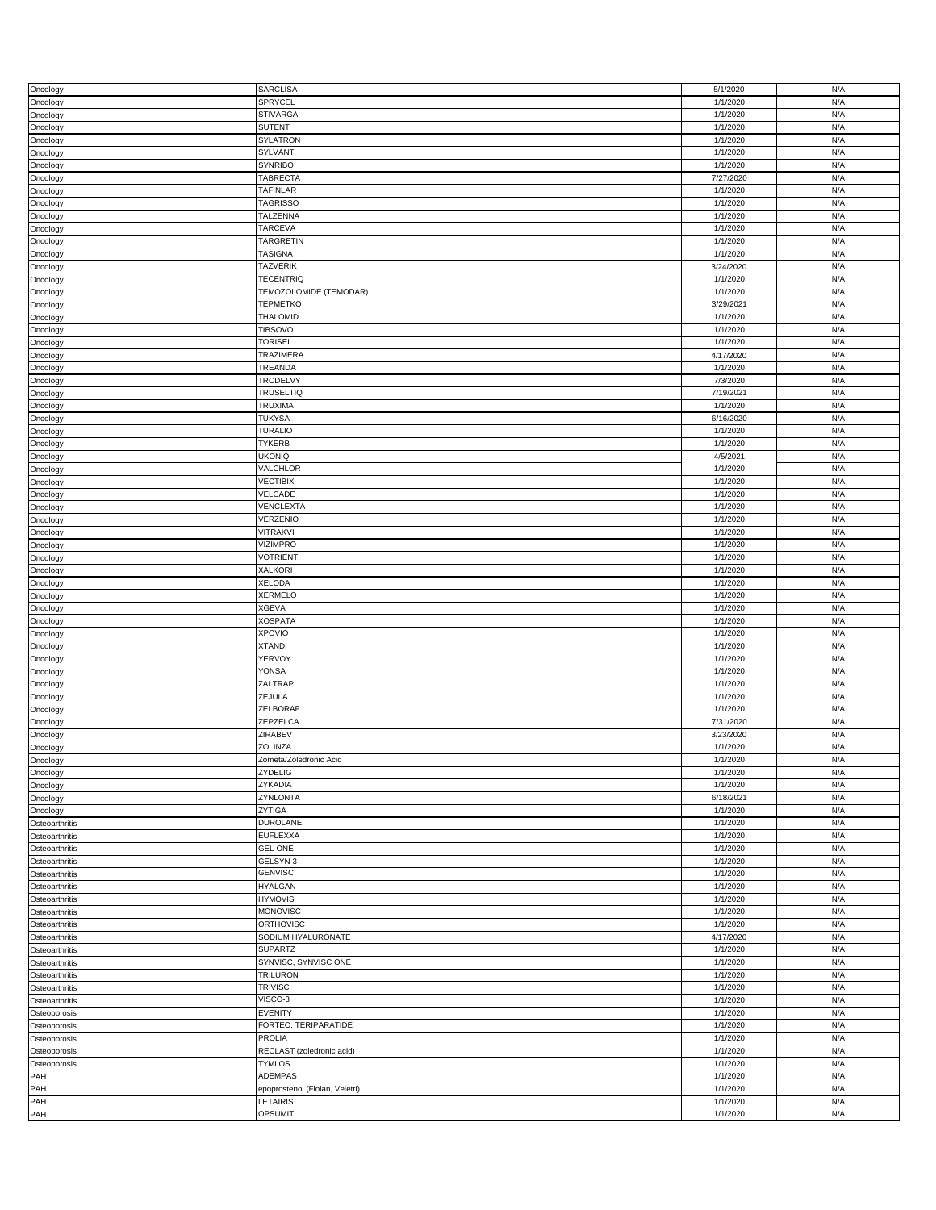| | | | |
|---|---|---|---|
| Oncology | SARCLISA | 5/1/2020 | N/A |
| Oncology | SPRYCEL | 1/1/2020 | N/A |
| Oncology | STIVARGA | 1/1/2020 | N/A |
| Oncology | SUTENT | 1/1/2020 | N/A |
| Oncology | SYLATRON | 1/1/2020 | N/A |
| Oncology | SYLVANT | 1/1/2020 | N/A |
| Oncology | SYNRIBO | 1/1/2020 | N/A |
| Oncology | TABRECTA | 7/27/2020 | N/A |
| Oncology | TAFINLAR | 1/1/2020 | N/A |
| Oncology | TAGRISSO | 1/1/2020 | N/A |
| Oncology | TALZENNA | 1/1/2020 | N/A |
| Oncology | TARCEVA | 1/1/2020 | N/A |
| Oncology | TARGRETIN | 1/1/2020 | N/A |
| Oncology | TASIGNA | 1/1/2020 | N/A |
| Oncology | TAZVERIK | 3/24/2020 | N/A |
| Oncology | TECENTRIQ | 1/1/2020 | N/A |
| Oncology | TEMOZOLOMIDE (TEMODAR) | 1/1/2020 | N/A |
| Oncology | TEPMETKO | 3/29/2021 | N/A |
| Oncology | THALOMID | 1/1/2020 | N/A |
| Oncology | TIBSOVO | 1/1/2020 | N/A |
| Oncology | TORISEL | 1/1/2020 | N/A |
| Oncology | TRAZIMERA | 4/17/2020 | N/A |
| Oncology | TREANDA | 1/1/2020 | N/A |
| Oncology | TRODELVY | 7/3/2020 | N/A |
| Oncology | TRUSELTIQ | 7/19/2021 | N/A |
| Oncology | TRUXIMA | 1/1/2020 | N/A |
| Oncology | TUKYSA | 6/16/2020 | N/A |
| Oncology | TURALIO | 1/1/2020 | N/A |
| Oncology | TYKERB | 1/1/2020 | N/A |
| Oncology | UKONIQ | 4/5/2021 | N/A |
| Oncology | VALCHLOR | 1/1/2020 | N/A |
| Oncology | VECTIBIX | 1/1/2020 | N/A |
| Oncology | VELCADE | 1/1/2020 | N/A |
| Oncology | VENCLEXTA | 1/1/2020 | N/A |
| Oncology | VERZENIO | 1/1/2020 | N/A |
| Oncology | VITRAKVI | 1/1/2020 | N/A |
| Oncology | VIZIMPRO | 1/1/2020 | N/A |
| Oncology | VOTRIENT | 1/1/2020 | N/A |
| Oncology | XALKORI | 1/1/2020 | N/A |
| Oncology | XELODA | 1/1/2020 | N/A |
| Oncology | XERMELO | 1/1/2020 | N/A |
| Oncology | XGEVA | 1/1/2020 | N/A |
| Oncology | XOSPATA | 1/1/2020 | N/A |
| Oncology | XPOVIO | 1/1/2020 | N/A |
| Oncology | XTANDI | 1/1/2020 | N/A |
| Oncology | YERVOY | 1/1/2020 | N/A |
| Oncology | YONSA | 1/1/2020 | N/A |
| Oncology | ZALTRAP | 1/1/2020 | N/A |
| Oncology | ZEJULA | 1/1/2020 | N/A |
| Oncology | ZELBORAF | 1/1/2020 | N/A |
| Oncology | ZEPZELCA | 7/31/2020 | N/A |
| Oncology | ZIRABEV | 3/23/2020 | N/A |
| Oncology | ZOLINZA | 1/1/2020 | N/A |
| Oncology | Zometa/Zoledronic Acid | 1/1/2020 | N/A |
| Oncology | ZYDELIG | 1/1/2020 | N/A |
| Oncology | ZYKADIA | 1/1/2020 | N/A |
| Oncology | ZYNLONTA | 6/18/2021 | N/A |
| Oncology | ZYTIGA | 1/1/2020 | N/A |
| Osteoarthritis | DUROLANE | 1/1/2020 | N/A |
| Osteoarthritis | EUFLEXXA | 1/1/2020 | N/A |
| Osteoarthritis | GEL-ONE | 1/1/2020 | N/A |
| Osteoarthritis | GELSYN-3 | 1/1/2020 | N/A |
| Osteoarthritis | GENVISC | 1/1/2020 | N/A |
| Osteoarthritis | HYALGAN | 1/1/2020 | N/A |
| Osteoarthritis | HYMOVIS | 1/1/2020 | N/A |
| Osteoarthritis | MONOVISC | 1/1/2020 | N/A |
| Osteoarthritis | ORTHOVISC | 1/1/2020 | N/A |
| Osteoarthritis | SODIUM HYALURONATE | 4/17/2020 | N/A |
| Osteoarthritis | SUPARTZ | 1/1/2020 | N/A |
| Osteoarthritis | SYNVISC, SYNVISC ONE | 1/1/2020 | N/A |
| Osteoarthritis | TRILURON | 1/1/2020 | N/A |
| Osteoarthritis | TRIVISC | 1/1/2020 | N/A |
| Osteoarthritis | VISCO-3 | 1/1/2020 | N/A |
| Osteoporosis | EVENITY | 1/1/2020 | N/A |
| Osteoporosis | FORTEO, TERIPARATIDE | 1/1/2020 | N/A |
| Osteoporosis | PROLIA | 1/1/2020 | N/A |
| Osteoporosis | RECLAST (zoledronic acid) | 1/1/2020 | N/A |
| Osteoporosis | TYMLOS | 1/1/2020 | N/A |
| PAH | ADEMPAS | 1/1/2020 | N/A |
| PAH | epoprostenol (Flolan, Veletri) | 1/1/2020 | N/A |
| PAH | LETAIRIS | 1/1/2020 | N/A |
| PAH | OPSUMIT | 1/1/2020 | N/A |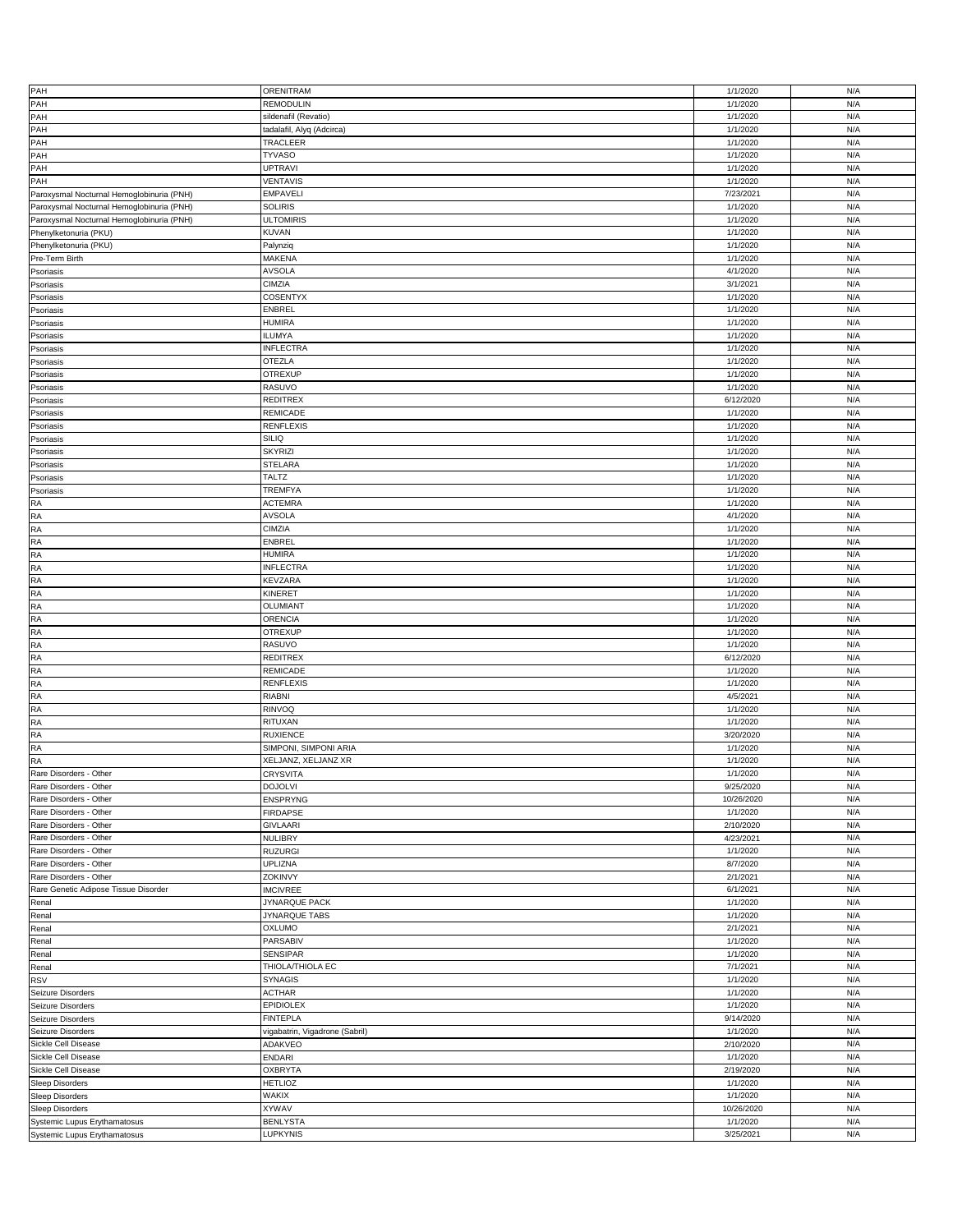| | | | |
|---|---|---|---|
| PAH | ORENITRAM | 1/1/2020 | N/A |
| PAH | REMODULIN | 1/1/2020 | N/A |
| PAH | sildenafil (Revatio) | 1/1/2020 | N/A |
| PAH | tadalafil, Alyq (Adcirca) | 1/1/2020 | N/A |
| PAH | TRACLEER | 1/1/2020 | N/A |
| PAH | TYVASO | 1/1/2020 | N/A |
| PAH | UPTRAVI | 1/1/2020 | N/A |
| PAH | VENTAVIS | 1/1/2020 | N/A |
| Paroxysmal Nocturnal Hemoglobinuria (PNH) | EMPAVELI | 7/23/2021 | N/A |
| Paroxysmal Nocturnal Hemoglobinuria (PNH) | SOLIRIS | 1/1/2020 | N/A |
| Paroxysmal Nocturnal Hemoglobinuria (PNH) | ULTOMIRIS | 1/1/2020 | N/A |
| Phenylketonuria (PKU) | KUVAN | 1/1/2020 | N/A |
| Phenylketonuria (PKU) | Palynziq | 1/1/2020 | N/A |
| Pre-Term Birth | MAKENA | 1/1/2020 | N/A |
| Psoriasis | AVSOLA | 4/1/2020 | N/A |
| Psoriasis | CIMZIA | 3/1/2021 | N/A |
| Psoriasis | COSENTYX | 1/1/2020 | N/A |
| Psoriasis | ENBREL | 1/1/2020 | N/A |
| Psoriasis | HUMIRA | 1/1/2020 | N/A |
| Psoriasis | ILUMYA | 1/1/2020 | N/A |
| Psoriasis | INFLECTRA | 1/1/2020 | N/A |
| Psoriasis | OTEZLA | 1/1/2020 | N/A |
| Psoriasis | OTREXUP | 1/1/2020 | N/A |
| Psoriasis | RASUVO | 1/1/2020 | N/A |
| Psoriasis | REDITREX | 6/12/2020 | N/A |
| Psoriasis | REMICADE | 1/1/2020 | N/A |
| Psoriasis | RENFLEXIS | 1/1/2020 | N/A |
| Psoriasis | SILIQ | 1/1/2020 | N/A |
| Psoriasis | SKYRIZI | 1/1/2020 | N/A |
| Psoriasis | STELARA | 1/1/2020 | N/A |
| Psoriasis | TALTZ | 1/1/2020 | N/A |
| Psoriasis | TREMFYA | 1/1/2020 | N/A |
| RA | ACTEMRA | 1/1/2020 | N/A |
| RA | AVSOLA | 4/1/2020 | N/A |
| RA | CIMZIA | 1/1/2020 | N/A |
| RA | ENBREL | 1/1/2020 | N/A |
| RA | HUMIRA | 1/1/2020 | N/A |
| RA | INFLECTRA | 1/1/2020 | N/A |
| RA | KEVZARA | 1/1/2020 | N/A |
| RA | KINERET | 1/1/2020 | N/A |
| RA | OLUMIANT | 1/1/2020 | N/A |
| RA | ORENCIA | 1/1/2020 | N/A |
| RA | OTREXUP | 1/1/2020 | N/A |
| RA | RASUVO | 1/1/2020 | N/A |
| RA | REDITREX | 6/12/2020 | N/A |
| RA | REMICADE | 1/1/2020 | N/A |
| RA | RENFLEXIS | 1/1/2020 | N/A |
| RA | RIABNI | 4/5/2021 | N/A |
| RA | RINVOQ | 1/1/2020 | N/A |
| RA | RITUXAN | 1/1/2020 | N/A |
| RA | RUXIENCE | 3/20/2020 | N/A |
| RA | SIMPONI, SIMPONI ARIA | 1/1/2020 | N/A |
| RA | XELJANZ, XELJANZ XR | 1/1/2020 | N/A |
| Rare Disorders - Other | CRYSVITA | 1/1/2020 | N/A |
| Rare Disorders - Other | DOJOLVI | 9/25/2020 | N/A |
| Rare Disorders - Other | ENSPRYNG | 10/26/2020 | N/A |
| Rare Disorders - Other | FIRDAPSE | 1/1/2020 | N/A |
| Rare Disorders - Other | GIVLAARI | 2/10/2020 | N/A |
| Rare Disorders - Other | NULIBRY | 4/23/2021 | N/A |
| Rare Disorders - Other | RUZURGI | 1/1/2020 | N/A |
| Rare Disorders - Other | UPLIZNA | 8/7/2020 | N/A |
| Rare Disorders - Other | ZOKINVY | 2/1/2021 | N/A |
| Rare Genetic Adipose Tissue Disorder | IMCIVREE | 6/1/2021 | N/A |
| Renal | JYNARQUE PACK | 1/1/2020 | N/A |
| Renal | JYNARQUE TABS | 1/1/2020 | N/A |
| Renal | OXLUMO | 2/1/2021 | N/A |
| Renal | PARSABIV | 1/1/2020 | N/A |
| Renal | SENSIPAR | 1/1/2020 | N/A |
| Renal | THIOLA/THIOLA EC | 7/1/2021 | N/A |
| RSV | SYNAGIS | 1/1/2020 | N/A |
| Seizure Disorders | ACTHAR | 1/1/2020 | N/A |
| Seizure Disorders | EPIDIOLEX | 1/1/2020 | N/A |
| Seizure Disorders | FINTEPLA | 9/14/2020 | N/A |
| Seizure Disorders | vigabatrin, Vigadrone (Sabril) | 1/1/2020 | N/A |
| Sickle Cell Disease | ADAKVEO | 2/10/2020 | N/A |
| Sickle Cell Disease | ENDARI | 1/1/2020 | N/A |
| Sickle Cell Disease | OXBRYTA | 2/19/2020 | N/A |
| Sleep Disorders | HETLIOZ | 1/1/2020 | N/A |
| Sleep Disorders | WAKIX | 1/1/2020 | N/A |
| Sleep Disorders | XYWAV | 10/26/2020 | N/A |
| Systemic Lupus Erythamatosus | BENLYSTA | 1/1/2020 | N/A |
| Systemic Lupus Erythamatosus | LUPKYNIS | 3/25/2021 | N/A |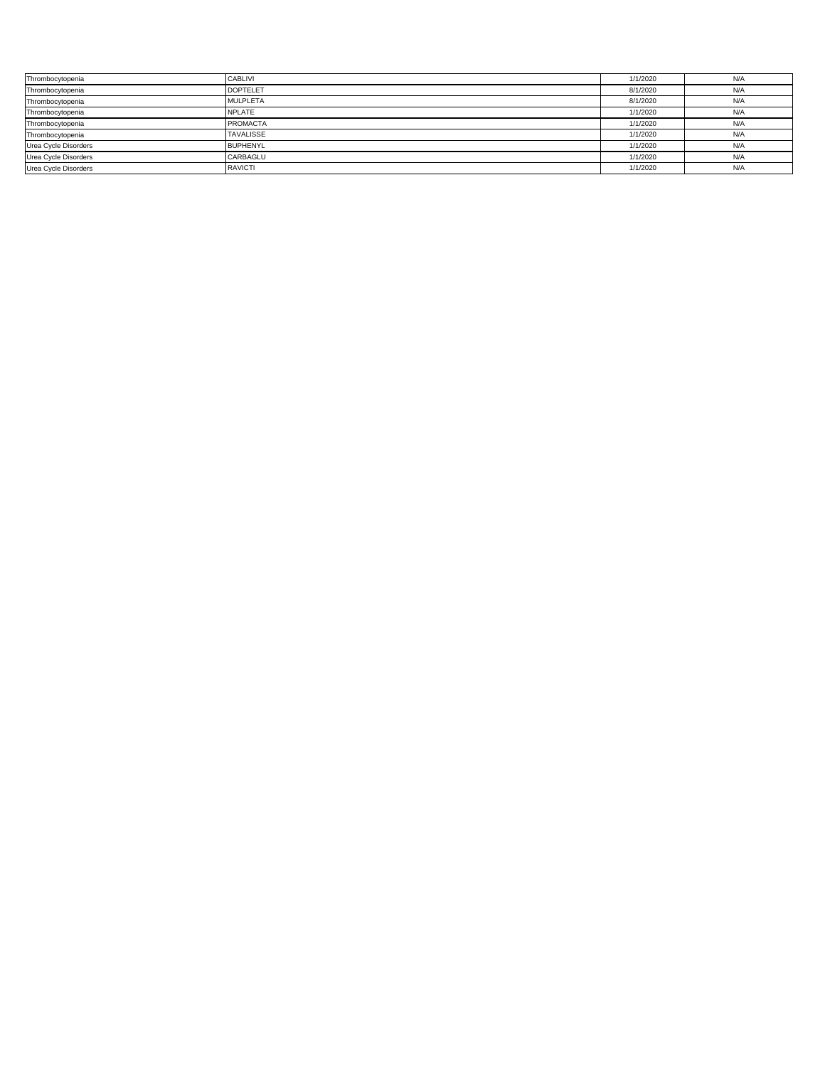| | | | |
|---|---|---|---|
| Thrombocytopenia | CABLIVI | 1/1/2020 | N/A |
| Thrombocytopenia | DOPTELET | 8/1/2020 | N/A |
| Thrombocytopenia | MULPLETA | 8/1/2020 | N/A |
| Thrombocytopenia | NPLATE | 1/1/2020 | N/A |
| Thrombocytopenia | PROMACTA | 1/1/2020 | N/A |
| Thrombocytopenia | TAVALISSE | 1/1/2020 | N/A |
| Urea Cycle Disorders | BUPHENYL | 1/1/2020 | N/A |
| Urea Cycle Disorders | CARBAGLU | 1/1/2020 | N/A |
| Urea Cycle Disorders | RAVICTI | 1/1/2020 | N/A |